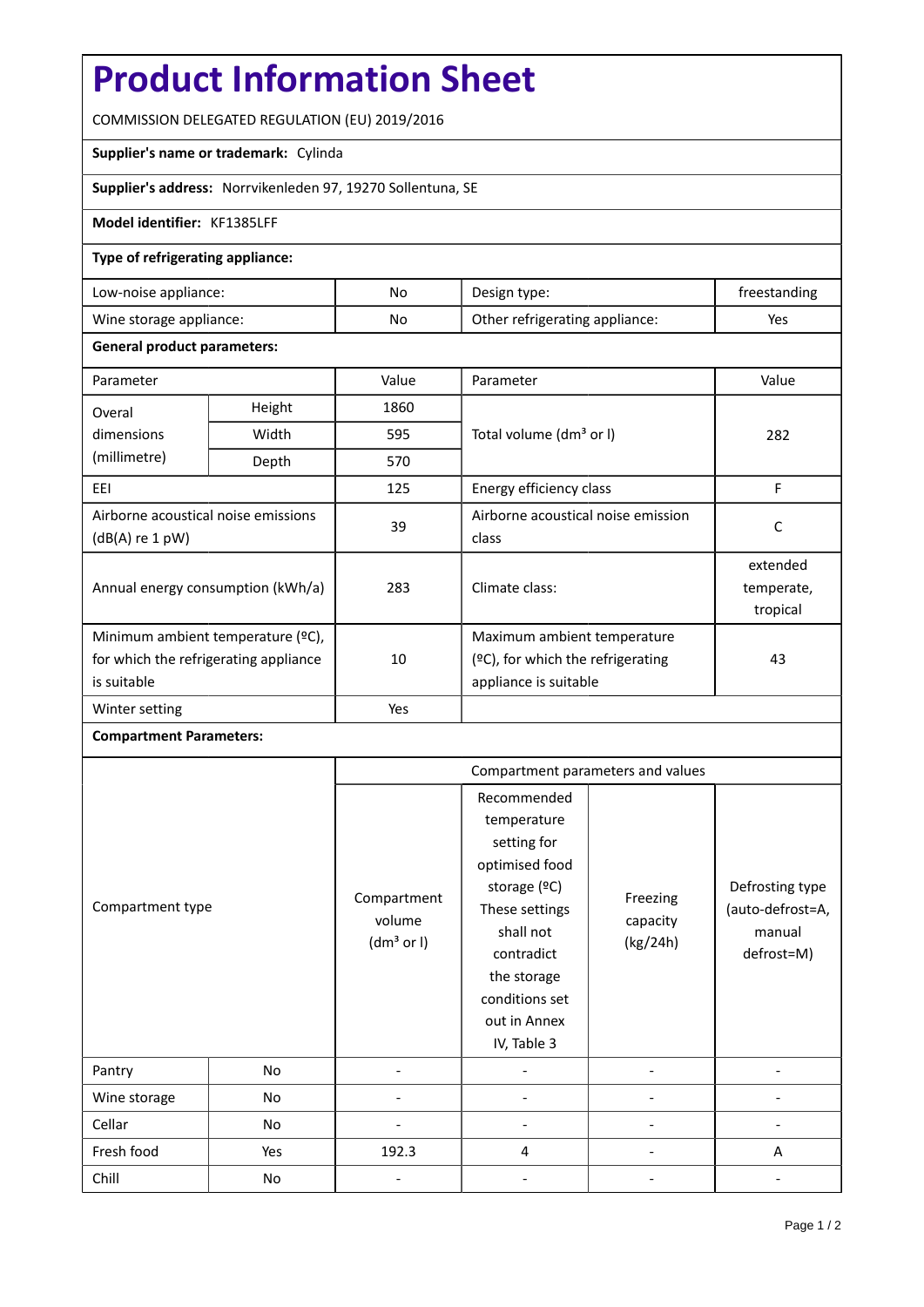# Product Information Sheet

COMMISSION DELEGATED REGULATION (EU) 2019/2016

**Supplier's name or trademark:** Cylinda

**Supplier's address:** Norrvikenleden 97, 19270 Sollentuna, SE

**Model identifier:** KF1385LFF

**Type of refrigerating appliance:**

| | | | |
|---|---|---|---|
| Low-noise appliance: | No | Design type: | freestanding |
| Wine storage appliance: | No | Other refrigerating appliance: | Yes |

**General product parameters:**

| Parameter | | Value | Parameter | Value |
|---|---|---|---|---|
| Overal dimensions (millimetre) | Height | 1860 | Total volume ($dm^3$ or l) | 282 |
| | Width | 595 | | |
| | Depth | 570 | | |
| EEI | | 125 | Energy efficiency class | F |
| Airborne acoustical noise emissions (dB(A) re 1 pW) | | 39 | Airborne acoustical noise emission class | C |
| Annual energy consumption (kWh/a) | | 283 | Climate class: | extended temperate, tropical |
| Minimum ambient temperature (ºC), for which the refrigerating appliance is suitable | | 10 | Maximum ambient temperature (ºC), for which the refrigerating appliance is suitable | 43 |
| Winter setting | | Yes | | |

**Compartment Parameters:**

| Compartment type | | Compartment volume ($dm^3$ or l) | Recommended temperature setting for optimised food storage (ºC) These settings shall not contradict the storage conditions set out in Annex IV, Table 3 | Freezing capacity (kg/24h) | Defrosting type (auto-defrost=A, manual defrost=M) |
|---|---|---|---|---|---|
| Pantry | No | - | - | - | - |
| Wine storage | No | - | - | - | - |
| Cellar | No | - | - | - | - |
| Fresh food | Yes | 192.3 | 4 | - | A |
| Chill | No | - | - | - | - |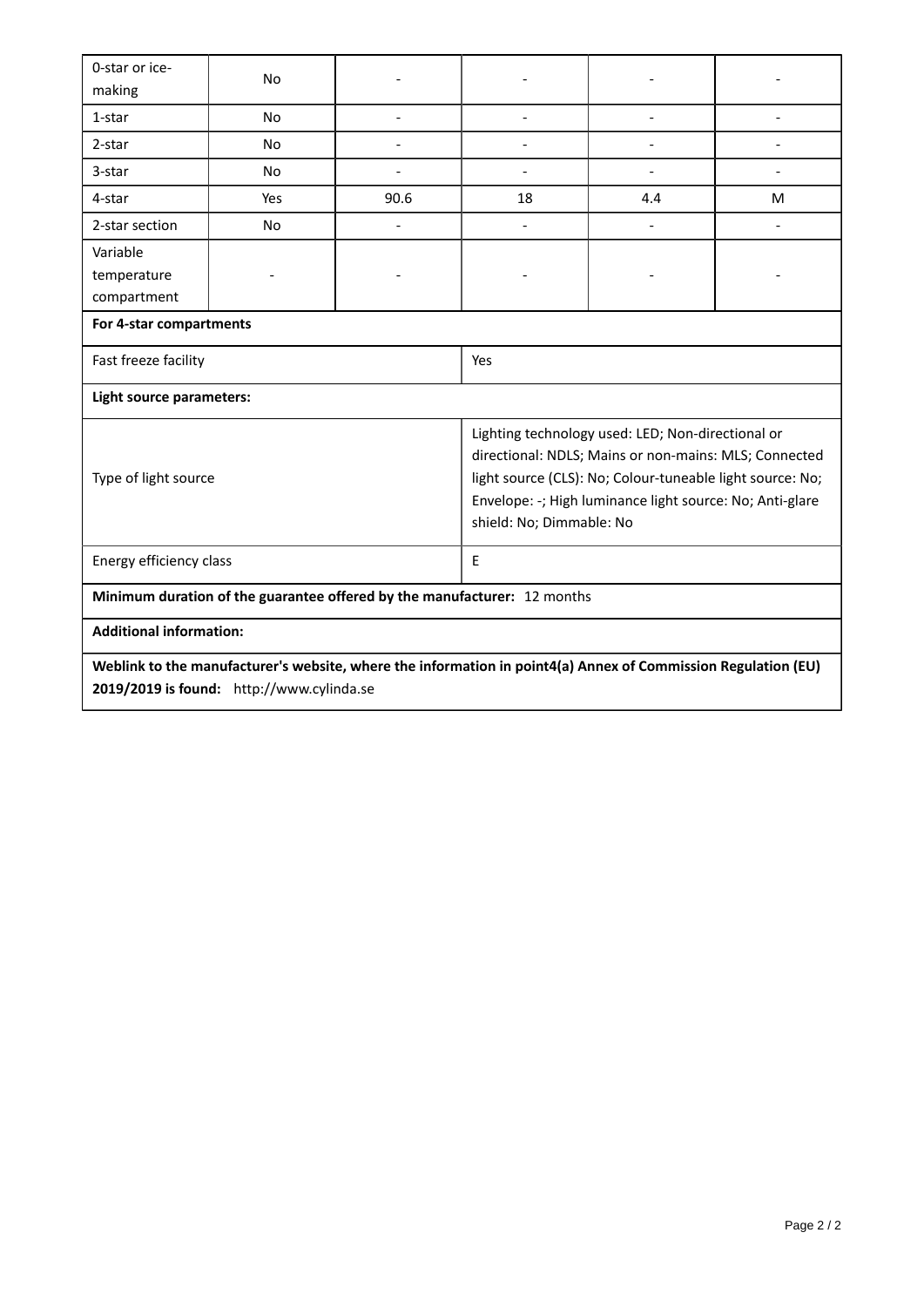| | | | | | |
|---|---|---|---|---|---|
| 0-star or ice-making | No | - | - | - | - |
| 1-star | No | - | - | - | - |
| 2-star | No | - | - | - | - |
| 3-star | No | - | - | - | - |
| 4-star | Yes | 90.6 | 18 | 4.4 | M |
| 2-star section | No | - | - | - | - |
| Variable temperature compartment | - | - | - | - | - |

**For 4-star compartments**

| | |
|---|---|
| Fast freeze facility | Yes |

**Light source parameters:**

| | |
|---|---|
| Type of light source | Lighting technology used: LED; Non-directional or directional: NDLS; Mains or non-mains: MLS; Connected light source (CLS): No; Colour-tuneable light source: No; Envelope: -; High luminance light source: No; Anti-glare shield: No; Dimmable: No |
| Energy efficiency class | E |

**Minimum duration of the guarantee offered by the manufacturer:** 12 months

**Additional information:**

**Weblink to the manufacturer's website, where the information in point4(a) Annex of Commission Regulation (EU) 2019/2019 is found:** http://www.cylinda.se